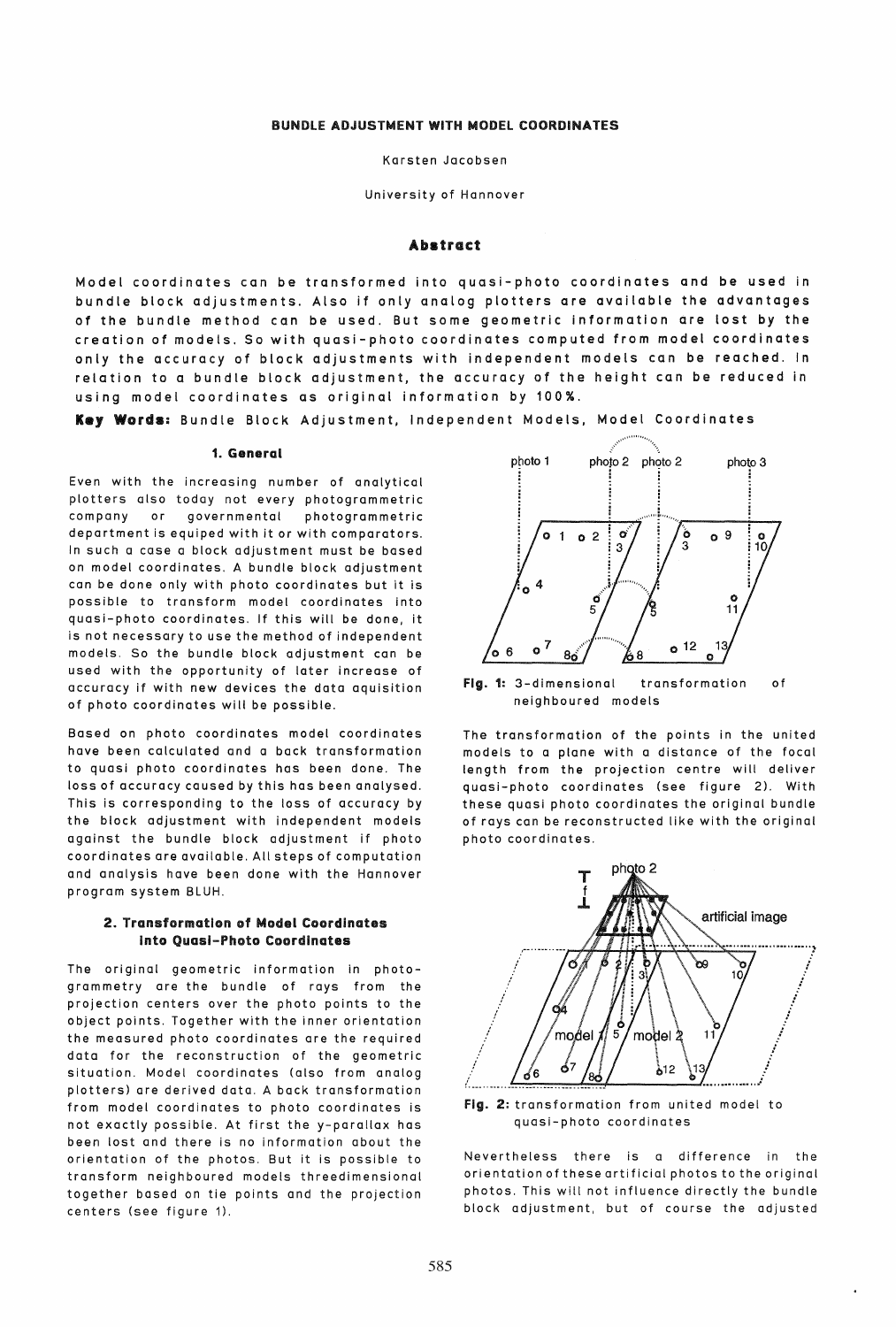# BUNDLE ADJUSTMENT WITH MODEL COORDINATES

Karsten Jacobsen

University of Hannover

## Abstract

Model coordinates can be transformed into quasi-photo coordinates and be used in bundle block adjustments. Also if only analog plotters are available the advantages of the bundle method can be used. But some geometric information are lost by the creation of models. So with quasi-photo coordinates computed from model coordinates only the accuracy of block adjustments with independent models can be reached. In relation to a bundle block adjustment, the accuracy of the height can be reduced in using model coordinates as original information by 100%.

**Key Words:** Bundle Block Adjustment, Independent Models, Model Coordinates

### 1. General

Even with the increasing number of analytical plotters also today not every photogrammetric company or governmental photogrammetric department is equiped with it or with comparators. In such a case a block adjustment must be based on model coordinates. A bundle block adjustment can be done only with photo coordinates but it is possible to transform model coordinates into quasi-photo coordinates. If this will be done, it is not necessary to use the method of independent models. So the bundle block adjustment can be used with the opportunity of later increase of accuracy if with new devices the data aquisition of photo coordinates will be possible.

Based on photo coordinates model coordinates have been calculated and a back transformation to quasi photo coordinates has been done. The loss of accuracy caused by this has been analysed. This is corresponding to the loss of accuracy by the block adjustment with independent models against the bundle block adjustment if photo coordinates are available. All steps of computation and analysis have been done with the Hannover program system BLUH.

### 2. Transformation of Model Coordinates Into Quasi-Photo Coordinates

The original geometric information in photogrammetry are the bundle of rays from the projection centers over the photo points to the object points. Together with the inner orientation the measured photo coordinates are the required data for the reconstruction of the geometric situation. Model coordinates (also from analog plotters) are derived data. A back transformation from model coordinates to photo coordinates is not exactly possible. At first the y-parallax has been lost and there is no information about the orientation of the photos. But it is possible to transform neighboured models threedimensional together based on tie points and the projection centers (see figure 1).

**Fig. 1:** 3-dimensional transformation of neighboured models

The transformation of the points in the united models to a plane with a distance of the focal length from the projection centre will deliver quasi-photo coordinates (see figure 2). With these quasi photo coordinates the original bundle of rays can be reconstructed like with the original photo coordinates.

**Fig. 2:** transformation from united model to quasi-photo coordinates

Nevertheless there is a difference in the orientation of these artificial photos to the original photos. This will not influence directly the bundle block adjustment, but of course the adjusted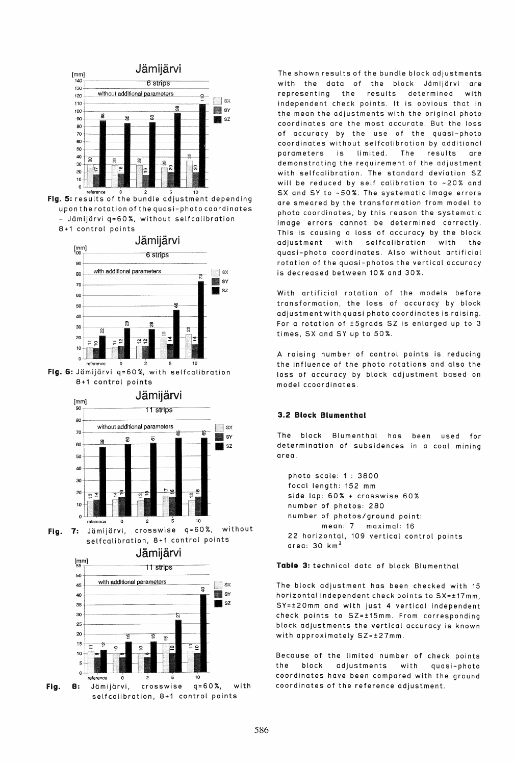Fig. 5: results of the bundle adjustment depending upon the rotation of the quasi-photo coordinates - Jämijärvi q=60%, without selfcalibration 8+1 control points

Fig. 6: Jämijärvi q=60%, with selfcalibration 8+1 control points

Fig. 7: Jämijärvi, crosswise q=60%, without selfcalibration, 8+1 control points

Fig. 8: Jämijärvi, crosswise q=60%, with selfcalibration, 8+1 control points

The shown results of the bundle block adjustments with the data of the block Jämijärvi are representing the results determined with independent check points. It is obvious that in the mean the adjustments with the original photo coordinates are the most accurate. But the loss of accuracy by the use of the quasi-photo coordinates without selfcalibration by additional parameters is limited. The results are demonstrating the requirement of the adjustment with selfcalibration. The standard deviation SZ will be reduced by self calibration to ~20% and SX and SY to ~50%. The systematic image errors are smeared by the transformation from model to photo coordinates, by this reason the systematic image errors cannot be determined correctly. This is causing a loss of accuracy by the block adjustment with selfcalibration with the quasi-photo coordinates. Also without artificial rotation of the quasi-photos the vertical accuracy is decreased between 10% and 30%.

With artificial rotation of the models before transformation, the loss of accuracy by block adjustment with quasi photo coordinates is raising. For a rotation of ±5grads SZ is enlarged up to 3 times, SX and SY up to 50%.

A raising number of control points is reducing the influence of the photo rotations and also the loss of accuracy by block adjustment based on model ccoordinates.

### 3.2 Block Blumenthal

The block Blumenthal has been used for determination of subsidences in a coal mining area.

> photo scale: 1 : 3800
> focal length: 152 mm
> side lap: 60% + crosswise 60%
> number of photos: 280
> number of photos/ground point:
> mean: 7 maximal: 16
> 22 horizontal, 109 vertical control points
> area: 30 km²

**Table 3:** technical data of block Blumenthal

The block adjustment has been checked with 15 horizontal independent check points to SX=±17mm, SY=±20mm and with just 4 vertical independent check points to SZ=±15mm. From corresponding block adjustments the vertical accuracy is known with approximately SZ=±27mm.

Because of the limited number of check points the block adjustments with quasi-photo coordinates have been compared with the ground coordinates of the reference adjustment.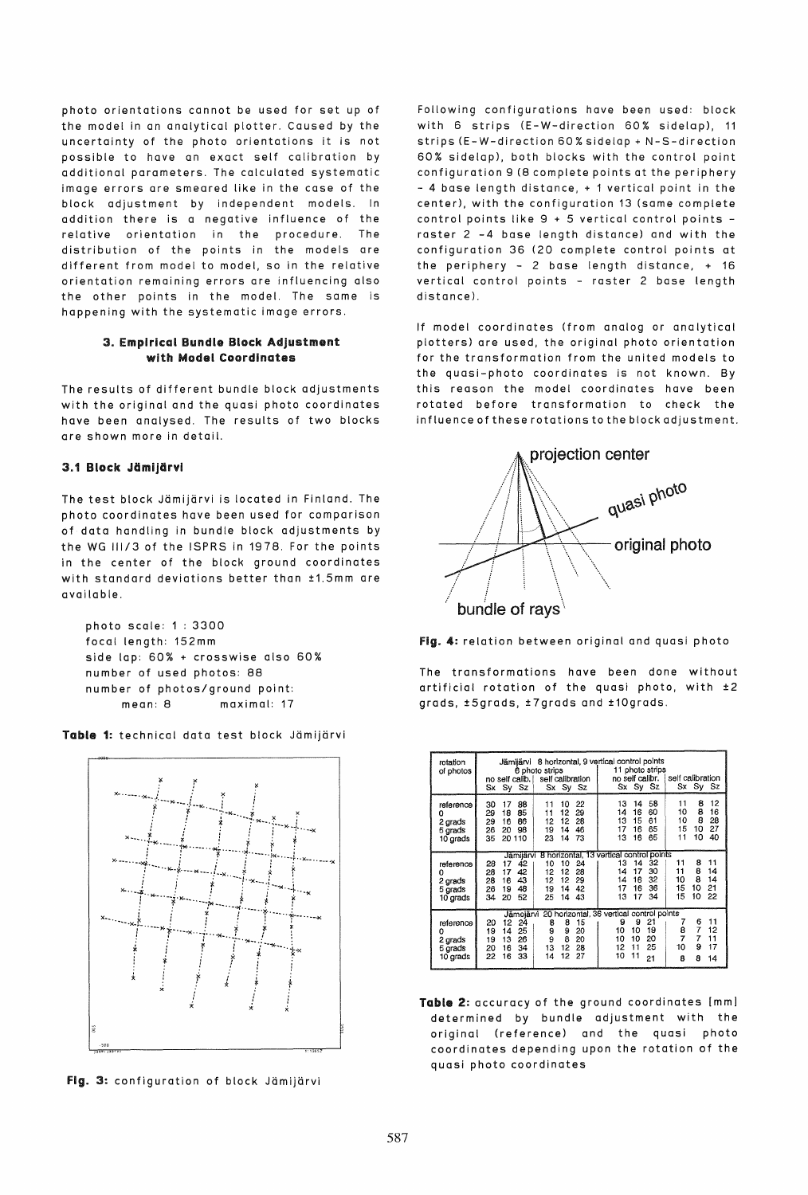photo orientations cannot be used for set up of the model in an analytical plotter. Caused by the uncertainty of the photo orientations it is not possible to have an exact self calibration by additional parameters. The calculated systematic image errors are smeared like in the case of the block adjustment by independent models. In addition there is a negative influence of the relative orientation in the procedure. The distribution of the points in the models are different from model to model, so in the relative orientation remaining errors are influencing also the other points in the model. The same is happening with the systematic image errors.

### 3. Empirical Bundle Block Adjustment with Model Coordinates

The results of different bundle block adjustments with the original and the quasi photo coordinates have been analysed. The results of two blocks are shown more in detail.

#### 3.1 Block Jämijärvi

The test block Jämijärvi is located in Finland. The photo coordinates have been used for comparison of data handling in bundle block adjustments by the WG III/3 of the ISPRS in 1978. For the points in the center of the block ground coordinates with standard deviations better than ±1.5mm are available.

photo scale: 1 : 3300
focal length: 152mm
side lap: 60% + crosswise also 60%
number of used photos: 88
number of photos/ground point:
mean: 8 maximal: 17

**Table 1:** technical data test block Jämijärvi

**Fig. 3:** configuration of block Jämijärvi

Following configurations have been used: block with 6 strips (E-W-direction 60% sidelap), 11 strips (E-W-direction 60% sidelap + N-S-direction 60% sidelap), both blocks with the control point configuration 9 (8 complete points at the periphery - 4 base length distance, + 1 vertical point in the center), with the configuration 13 (same complete control points like 9 + 5 vertical control points - raster 2 -4 base length distance) and with the configuration 36 (20 complete control points at the periphery - 2 base length distance, + 16 vertical control points - raster 2 base length distance).

If model coordinates (from analog or analytical plotters) are used, the original photo orientation for the transformation from the united models to the quasi-photo coordinates is not known. By this reason the model coordinates have been rotated before transformation to check the influence of these rotations to the block adjustment.

**Fig. 4:** relation between original and quasi photo

The transformations have been done without artificial rotation of the quasi photo, with ±2 grads, ±5grads, ±7grads and ±10grads.

| rotation of photos | 6 photo strips, no self calib. Sx | Sy | Sz | 6 photo strips, self calibration Sx | Sy | Sz | 11 photo strips, no self calibr. Sx | Sy | Sz | 11 photo strips, self calibration Sx | Sy | Sz |
|---|---|---|---|---|---|---|---|---|---|---|---|---|
| **Jämijärvi 8 horizontal, 9 vertical control points** | | | | | | | | | | | | |
| reference | 30 | 17 | 88 | 11 | 10 | 22 | 13 | 14 | 58 | 11 | 8 | 12 |
| 0 | 29 | 18 | 85 | 11 | 12 | 29 | 14 | 16 | 60 | 10 | 8 | 16 |
| 2 grads | 29 | 16 | 86 | 12 | 12 | 28 | 13 | 15 | 61 | 10 | 8 | 28 |
| 5 grads | 26 | 20 | 98 | 19 | 14 | 46 | 17 | 16 | 65 | 15 | 10 | 27 |
| 10 grads | 35 | 20 | 110 | 23 | 14 | 73 | 13 | 16 | 65 | 11 | 10 | 40 |
| **Jämijärvi 8 horizontal, 13 vertical control points** | | | | | | | | | | | | |
| reference | 28 | 17 | 42 | 10 | 10 | 24 | 13 | 14 | 32 | 11 | 8 | 11 |
| 0 | 28 | 17 | 42 | 12 | 12 | 28 | 14 | 17 | 30 | 11 | 8 | 14 |
| 2 grads | 28 | 16 | 43 | 12 | 12 | 29 | 14 | 16 | 32 | 10 | 8 | 14 |
| 5 grads | 26 | 19 | 48 | 19 | 14 | 42 | 17 | 16 | 36 | 15 | 10 | 21 |
| 10 grads | 34 | 20 | 52 | 25 | 14 | 43 | 13 | 17 | 34 | 15 | 10 | 22 |
| **Jämijärvi 20 horizontal, 36 vertical control points** | | | | | | | | | | | | |
| reference | 20 | 12 | 24 | 8 | 8 | 15 | 9 | 9 | 21 | 7 | 6 | 11 |
| 0 | 19 | 14 | 25 | 9 | 9 | 20 | 10 | 10 | 19 | 8 | 7 | 12 |
| 2 grads | 19 | 13 | 26 | 9 | 8 | 20 | 10 | 10 | 20 | 7 | 7 | 11 |
| 5 grads | 20 | 16 | 34 | 13 | 12 | 28 | 12 | 11 | 25 | 10 | 9 | 17 |
| 10 grads | 22 | 16 | 33 | 14 | 12 | 27 | 10 | 11 | 21 | 8 | 8 | 14 |

**Table 2:** accuracy of the ground coordinates [mm] determined by bundle adjustment with the original (reference) and the quasi photo coordinates depending upon the rotation of the quasi photo coordinates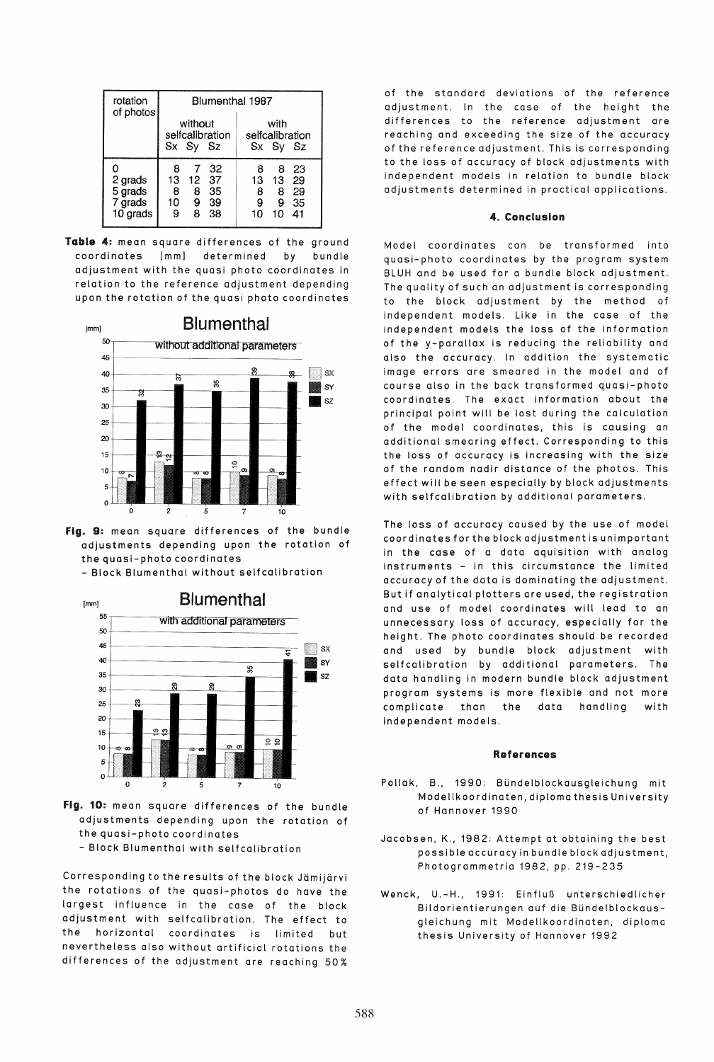| rotation of photos | Blumenthal 1987 | | | | | |
|---|---|---|---|---|---|---|
| | without selfcalibration | | | with selfcalibration | | |
| | Sx | Sy | Sz | Sx | Sy | Sz |
| 0 | 8 | 7 | 32 | 8 | 8 | 23 |
| 2 grads | 13 | 12 | 37 | 13 | 13 | 29 |
| 5 grads | 8 | 8 | 35 | 8 | 8 | 29 |
| 7 grads | 10 | 9 | 39 | 9 | 9 | 35 |
| 10 grads | 9 | 8 | 38 | 10 | 10 | 41 |

**Table 4:** mean square differences of the ground coordinates [mm] determined by bundle adjustment with the quasi photo coordinates in relation to the reference adjustment depending upon the rotation of the quasi photo coordinates

Blumenthal

without additional parameters

[mm]

50
45
40
35
30
25
20
15
10
5
0

0 2 5 7 10

SX
SY
SZ

8 7 32
13 12 37
8 8 35
10 9 39
9 8 38

**Fig. 9:** mean square differences of the bundle adjustments depending upon the rotation of the quasi-photo coordinates
- Block Blumenthal without selfcalibration

Blumenthal

with additional parameters

[mm]

55
50
45
40
35
30
25
20
15
10
5
0

0 2 5 7 10

SX
SY
SZ

8 8 23
13 13 29
8 8 29
9 9 35
10 10 41

**Fig. 10:** mean square differences of the bundle adjustments depending upon the rotation of the quasi-photo coordinates
- Block Blumenthal with selfcalibration

Corresponding to the results of the block Jämijärvi the rotations of the quasi-photos do have the largest influence in the case of the block adjustment with selfcalibration. The effect to the horizontal coordinates is limited but nevertheless also without artificial rotations the differences of the adjustment are reaching 50% of the standard deviations of the reference adjustment. In the case of the height the differences to the reference adjustment are reaching and exceeding the size of the accuracy of the reference adjustment. This is corresponding to the loss of accuracy of block adjustments with independent models in relation to bundle block adjustments determined in practical applications.

## 4. Conclusion

Model coordinates can be transformed into quasi-photo coordinates by the program system BLUH and be used for a bundle block adjustment. The quality of such an adjustment is corresponding to the block adjustment by the method of independent models. Like in the case of the independent models the loss of the information of the y-parallax is reducing the reliability and also the accuracy. In addition the systematic image errors are smeared in the model and of course also in the back transformed quasi-photo coordinates. The exact information about the principal point will be lost during the calculation of the model coordinates, this is causing an additional smearing effect. Corresponding to this the loss of accuracy is increasing with the size of the random nadir distance of the photos. This effect will be seen especially by block adjustments with selfcalibration by additional parameters.

The loss of accuracy caused by the use of model coordinates for the block adjustment is unimportant in the case of a data aquisition with analog instruments - in this circumstance the limited accuracy of the data is dominating the adjustment. But if analytical plotters are used, the registration and use of model coordinates will lead to an unnecessary loss of accuracy, especially for the height. The photo coordinates should be recorded and used by bundle block adjustment with selfcalibration by additional parameters. The data handling in modern bundle block adjustment program systems is more flexible and not more complicate than the data handling with independent models.

## References

Pollak, B., 1990: Bündelblockausgleichung mit Modellkoordinaten, diploma thesis University of Hannover 1990

Jacobsen, K., 1982: Attempt at obtaining the best possible accuracy in bundle block adjustment, Photogrammetria 1982, pp. 219-235

Wenck, U.-H., 1991: Einfluß unterschiedlicher Bildorientierungen auf die Bündelblockausgleichung mit Modellkoordinaten, diploma thesis University of Hannover 1992